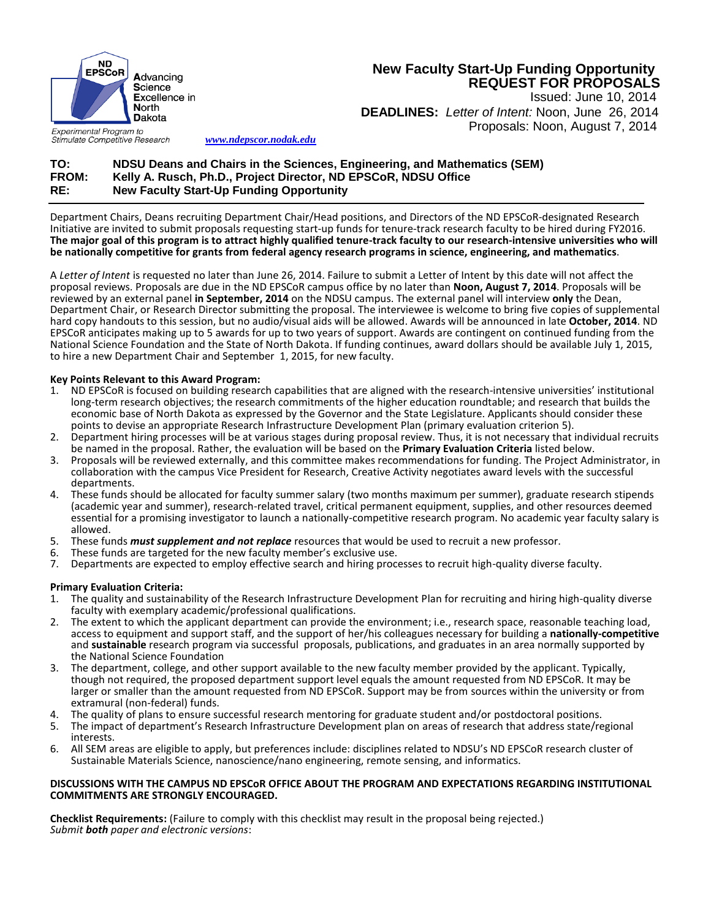ND EPSCoR
**A**dvancing **S**cience **E**xcellence in **N**orth **D**akota

Experimental Program to Stimulate Competitive Research

*www.ndepscor.nodak.edu*

## New Faculty Start-Up Funding Opportunity
## REQUEST FOR PROPOSALS

Issued: June 10, 2014

**DEADLINES:** *Letter of Intent:* Noon, June 26, 2014
Proposals: Noon, August 7, 2014

**TO:** NDSU Deans and Chairs in the Sciences, Engineering, and Mathematics (SEM)
**FROM:** Kelly A. Rusch, Ph.D., Project Director, ND EPSCoR, NDSU Office
**RE:** New Faculty Start-Up Funding Opportunity

---

Department Chairs, Deans recruiting Department Chair/Head positions, and Directors of the ND EPSCoR-designated Research Initiative are invited to submit proposals requesting start-up funds for tenure-track research faculty to be hired during FY2016. **The major goal of this program is to attract highly qualified tenure-track faculty to our research-intensive universities who will be nationally competitive for grants from federal agency research programs in science, engineering, and mathematics**.

A *Letter of Intent* is requested no later than June 26, 2014. Failure to submit a Letter of Intent by this date will not affect the proposal reviews. Proposals are due in the ND EPSCoR campus office by no later than **Noon, August 7, 2014**. Proposals will be reviewed by an external panel **in September, 2014** on the NDSU campus. The external panel will interview **only** the Dean, Department Chair, or Research Director submitting the proposal. The interviewee is welcome to bring five copies of supplemental hard copy handouts to this session, but no audio/visual aids will be allowed. Awards will be announced in late **October, 2014**. ND EPSCoR anticipates making up to 5 awards for up to two years of support. Awards are contingent on continued funding from the National Science Foundation and the State of North Dakota. If funding continues, award dollars should be available July 1, 2015, to hire a new Department Chair and September 1, 2015, for new faculty.

**Key Points Relevant to this Award Program:**

1. ND EPSCoR is focused on building research capabilities that are aligned with the research-intensive universities' institutional long-term research objectives; the research commitments of the higher education roundtable; and research that builds the economic base of North Dakota as expressed by the Governor and the State Legislature. Applicants should consider these points to devise an appropriate Research Infrastructure Development Plan (primary evaluation criterion 5).
2. Department hiring processes will be at various stages during proposal review. Thus, it is not necessary that individual recruits be named in the proposal. Rather, the evaluation will be based on the **Primary Evaluation Criteria** listed below.
3. Proposals will be reviewed externally, and this committee makes recommendations for funding. The Project Administrator, in collaboration with the campus Vice President for Research, Creative Activity negotiates award levels with the successful departments.
4. These funds should be allocated for faculty summer salary (two months maximum per summer), graduate research stipends (academic year and summer), research-related travel, critical permanent equipment, supplies, and other resources deemed essential for a promising investigator to launch a nationally-competitive research program. No academic year faculty salary is allowed.
5. These funds ***must supplement and not replace*** resources that would be used to recruit a new professor.
6. These funds are targeted for the new faculty member's exclusive use.
7. Departments are expected to employ effective search and hiring processes to recruit high-quality diverse faculty.

**Primary Evaluation Criteria:**

1. The quality and sustainability of the Research Infrastructure Development Plan for recruiting and hiring high-quality diverse faculty with exemplary academic/professional qualifications.
2. The extent to which the applicant department can provide the environment; i.e., research space, reasonable teaching load, access to equipment and support staff, and the support of her/his colleagues necessary for building a **nationally-competitive** and **sustainable** research program via successful proposals, publications, and graduates in an area normally supported by the National Science Foundation
3. The department, college, and other support available to the new faculty member provided by the applicant. Typically, though not required, the proposed department support level equals the amount requested from ND EPSCoR. It may be larger or smaller than the amount requested from ND EPSCoR. Support may be from sources within the university or from extramural (non-federal) funds.
4. The quality of plans to ensure successful research mentoring for graduate student and/or postdoctoral positions.
5. The impact of department's Research Infrastructure Development plan on areas of research that address state/regional interests.
6. All SEM areas are eligible to apply, but preferences include: disciplines related to NDSU's ND EPSCoR research cluster of Sustainable Materials Science, nanoscience/nano engineering, remote sensing, and informatics.

**DISCUSSIONS WITH THE CAMPUS ND EPSCoR OFFICE ABOUT THE PROGRAM AND EXPECTATIONS REGARDING INSTITUTIONAL COMMITMENTS ARE STRONGLY ENCOURAGED.**

**Checklist Requirements:** (Failure to comply with this checklist may result in the proposal being rejected.)
*Submit **both** paper and electronic versions*: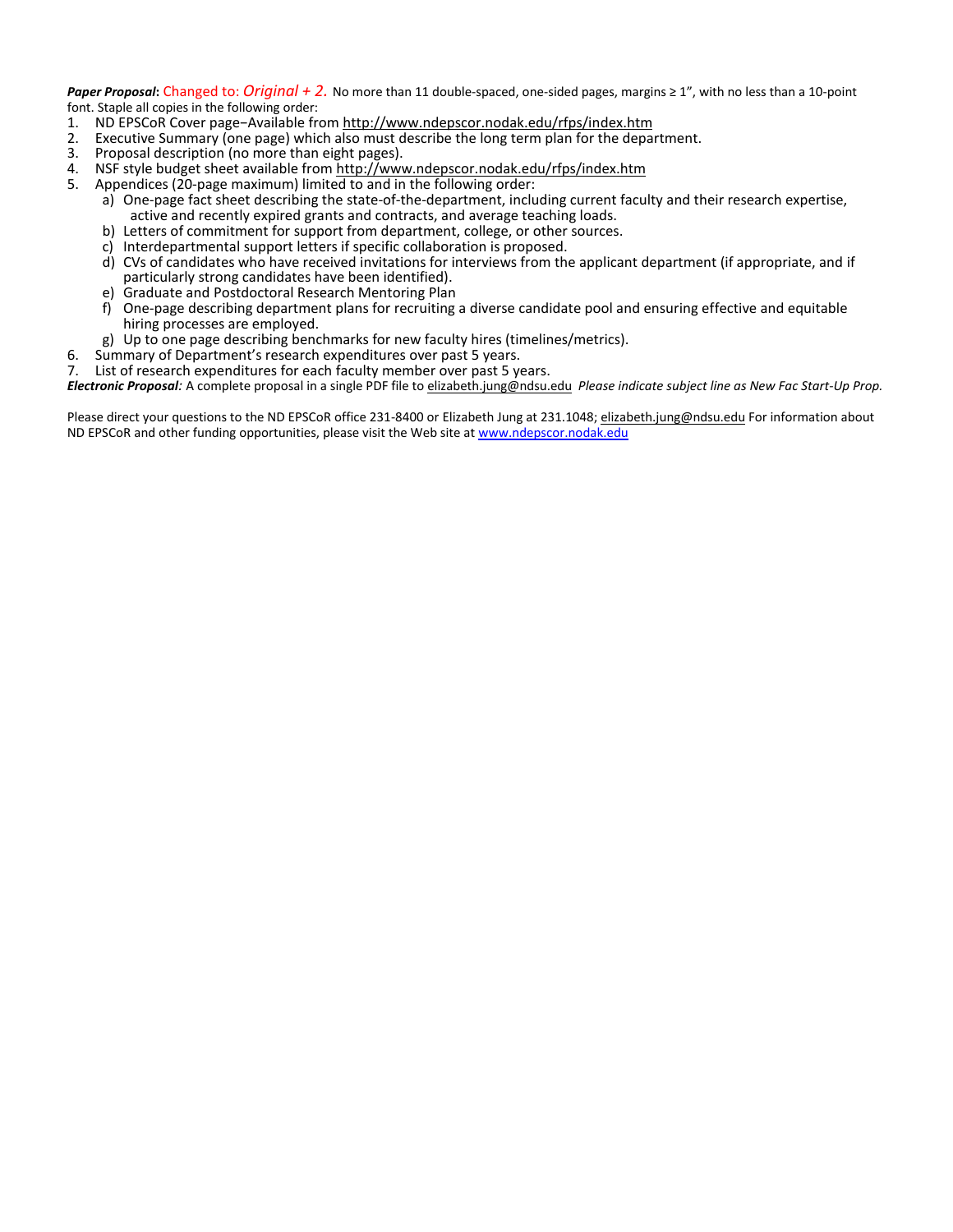***Paper Proposal*:** Changed to: *Original + 2.* No more than 11 double-spaced, one-sided pages, margins ≥ 1", with no less than a 10-point font. Staple all copies in the following order:

1. ND EPSCoR Cover page–Available from http://www.ndepscor.nodak.edu/rfps/index.htm
2. Executive Summary (one page) which also must describe the long term plan for the department.
3. Proposal description (no more than eight pages).
4. NSF style budget sheet available from http://www.ndepscor.nodak.edu/rfps/index.htm
5. Appendices (20-page maximum) limited to and in the following order:
   a) One-page fact sheet describing the state-of-the-department, including current faculty and their research expertise, active and recently expired grants and contracts, and average teaching loads.
   b) Letters of commitment for support from department, college, or other sources.
   c) Interdepartmental support letters if specific collaboration is proposed.
   d) CVs of candidates who have received invitations for interviews from the applicant department (if appropriate, and if particularly strong candidates have been identified).
   e) Graduate and Postdoctoral Research Mentoring Plan
   f) One-page describing department plans for recruiting a diverse candidate pool and ensuring effective and equitable hiring processes are employed.
   g) Up to one page describing benchmarks for new faculty hires (timelines/metrics).
6. Summary of Department's research expenditures over past 5 years.
7. List of research expenditures for each faculty member over past 5 years.

***Electronic Proposal:*** A complete proposal in a single PDF file to elizabeth.jung@ndsu.edu *Please indicate subject line as New Fac Start-Up Prop.*

Please direct your questions to the ND EPSCoR office 231-8400 or Elizabeth Jung at 231.1048; elizabeth.jung@ndsu.edu For information about ND EPSCoR and other funding opportunities, please visit the Web site at www.ndepscor.nodak.edu